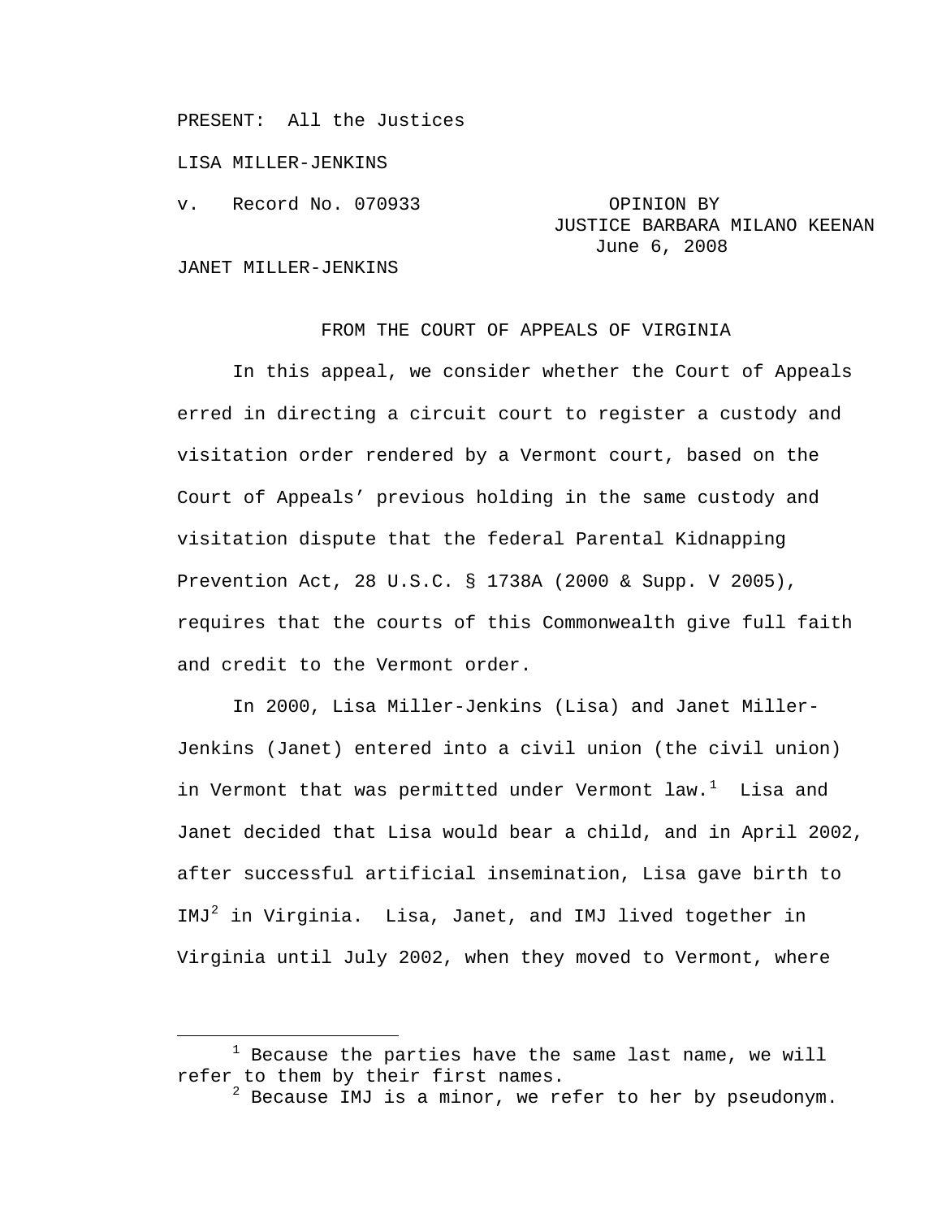PRESENT: All the Justices

LISA MILLER-JENKINS

v. Record No. 070933

OPINION BY
JUSTICE BARBARA MILANO KEENAN
June 6, 2008

JANET MILLER-JENKINS

FROM THE COURT OF APPEALS OF VIRGINIA

In this appeal, we consider whether the Court of Appeals erred in directing a circuit court to register a custody and visitation order rendered by a Vermont court, based on the Court of Appeals' previous holding in the same custody and visitation dispute that the federal Parental Kidnapping Prevention Act, 28 U.S.C. § 1738A (2000 & Supp. V 2005), requires that the courts of this Commonwealth give full faith and credit to the Vermont order.

In 2000, Lisa Miller-Jenkins (Lisa) and Janet Miller-Jenkins (Janet) entered into a civil union (the civil union) in Vermont that was permitted under Vermont law.[1] Lisa and Janet decided that Lisa would bear a child, and in April 2002, after successful artificial insemination, Lisa gave birth to IMJ[2] in Virginia. Lisa, Janet, and IMJ lived together in Virginia until July 2002, when they moved to Vermont, where

---

[1] Because the parties have the same last name, we will refer to them by their first names.

[2] Because IMJ is a minor, we refer to her by pseudonym.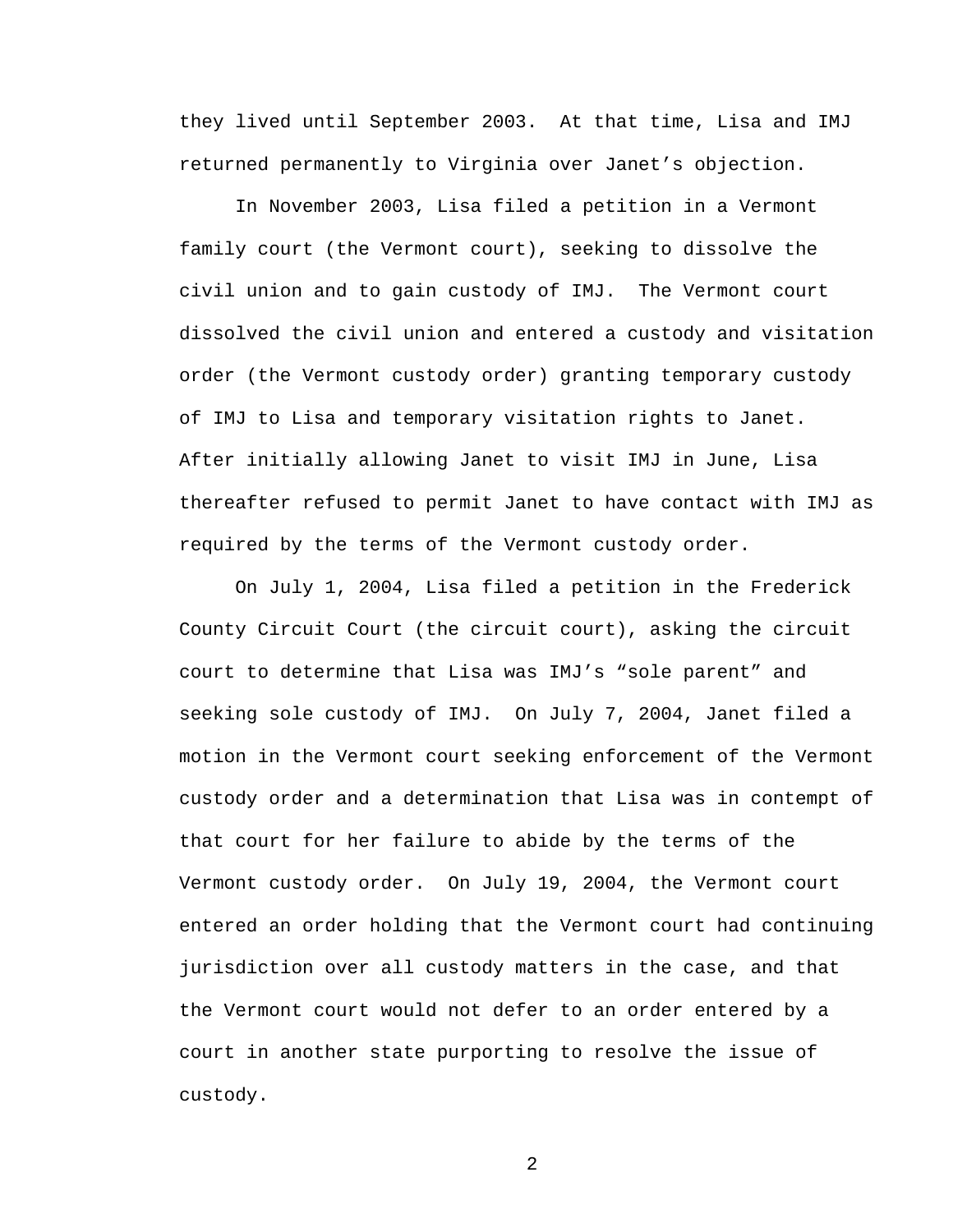they lived until September 2003. At that time, Lisa and IMJ returned permanently to Virginia over Janet's objection.

In November 2003, Lisa filed a petition in a Vermont family court (the Vermont court), seeking to dissolve the civil union and to gain custody of IMJ. The Vermont court dissolved the civil union and entered a custody and visitation order (the Vermont custody order) granting temporary custody of IMJ to Lisa and temporary visitation rights to Janet. After initially allowing Janet to visit IMJ in June, Lisa thereafter refused to permit Janet to have contact with IMJ as required by the terms of the Vermont custody order.

On July 1, 2004, Lisa filed a petition in the Frederick County Circuit Court (the circuit court), asking the circuit court to determine that Lisa was IMJ's "sole parent" and seeking sole custody of IMJ. On July 7, 2004, Janet filed a motion in the Vermont court seeking enforcement of the Vermont custody order and a determination that Lisa was in contempt of that court for her failure to abide by the terms of the Vermont custody order. On July 19, 2004, the Vermont court entered an order holding that the Vermont court had continuing jurisdiction over all custody matters in the case, and that the Vermont court would not defer to an order entered by a court in another state purporting to resolve the issue of custody.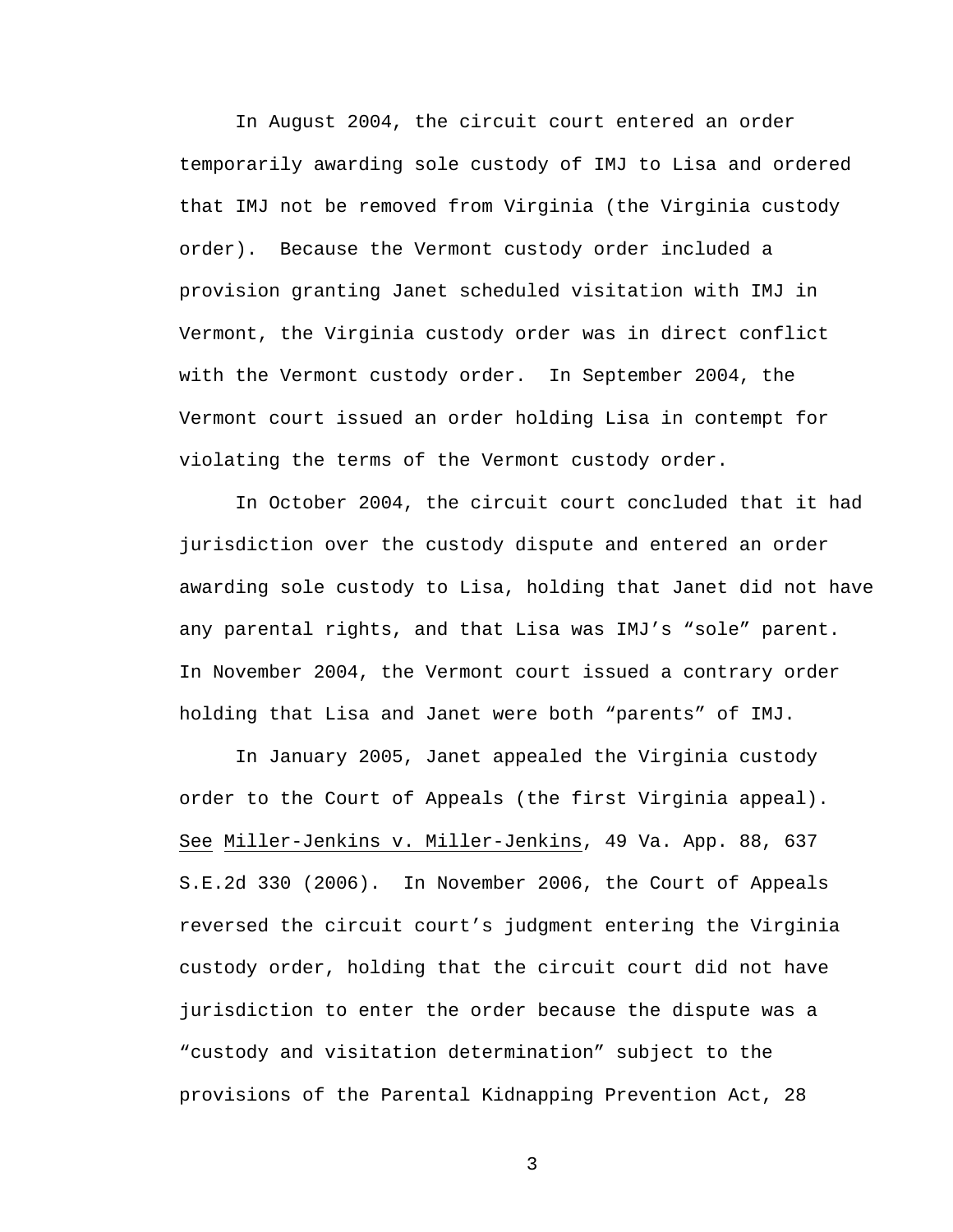In August 2004, the circuit court entered an order temporarily awarding sole custody of IMJ to Lisa and ordered that IMJ not be removed from Virginia (the Virginia custody order). Because the Vermont custody order included a provision granting Janet scheduled visitation with IMJ in Vermont, the Virginia custody order was in direct conflict with the Vermont custody order. In September 2004, the Vermont court issued an order holding Lisa in contempt for violating the terms of the Vermont custody order.

In October 2004, the circuit court concluded that it had jurisdiction over the custody dispute and entered an order awarding sole custody to Lisa, holding that Janet did not have any parental rights, and that Lisa was IMJ's "sole" parent. In November 2004, the Vermont court issued a contrary order holding that Lisa and Janet were both "parents" of IMJ.

In January 2005, Janet appealed the Virginia custody order to the Court of Appeals (the first Virginia appeal). See Miller-Jenkins v. Miller-Jenkins, 49 Va. App. 88, 637 S.E.2d 330 (2006). In November 2006, the Court of Appeals reversed the circuit court's judgment entering the Virginia custody order, holding that the circuit court did not have jurisdiction to enter the order because the dispute was a "custody and visitation determination" subject to the provisions of the Parental Kidnapping Prevention Act, 28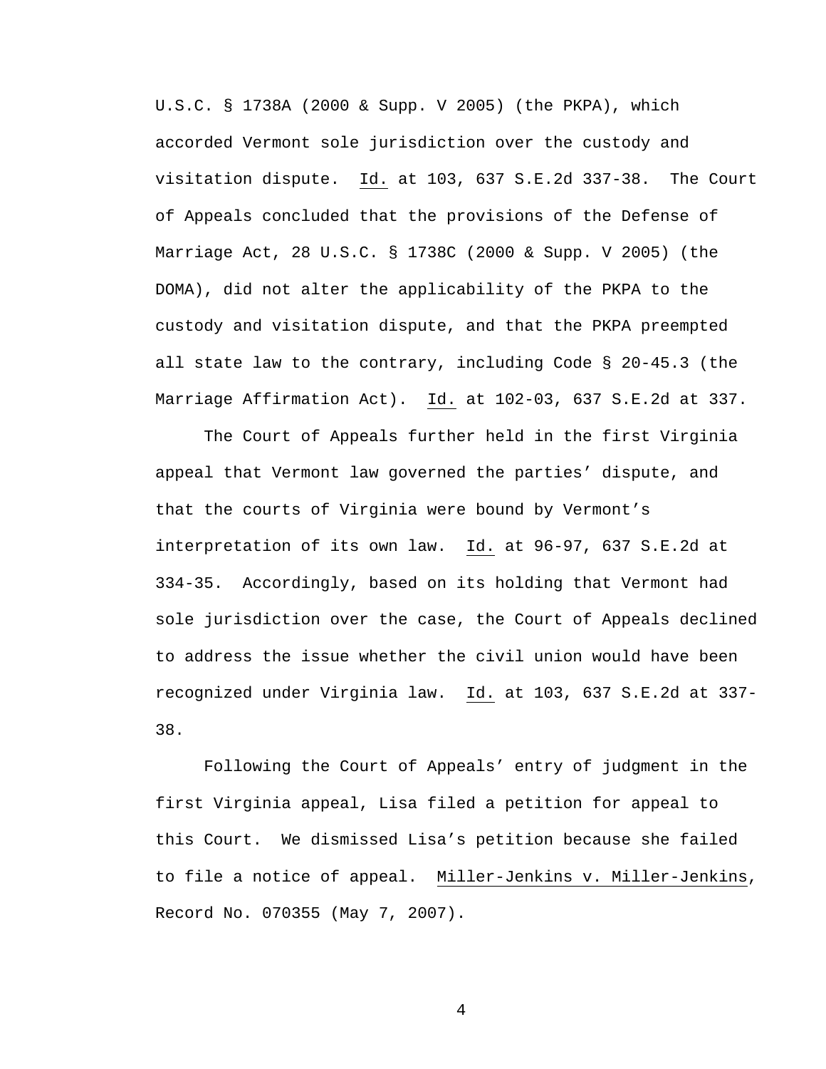U.S.C. § 1738A (2000 & Supp. V 2005) (the PKPA), which accorded Vermont sole jurisdiction over the custody and visitation dispute. Id. at 103, 637 S.E.2d 337-38. The Court of Appeals concluded that the provisions of the Defense of Marriage Act, 28 U.S.C. § 1738C (2000 & Supp. V 2005) (the DOMA), did not alter the applicability of the PKPA to the custody and visitation dispute, and that the PKPA preempted all state law to the contrary, including Code § 20-45.3 (the Marriage Affirmation Act). Id. at 102-03, 637 S.E.2d at 337.

The Court of Appeals further held in the first Virginia appeal that Vermont law governed the parties' dispute, and that the courts of Virginia were bound by Vermont's interpretation of its own law. Id. at 96-97, 637 S.E.2d at 334-35. Accordingly, based on its holding that Vermont had sole jurisdiction over the case, the Court of Appeals declined to address the issue whether the civil union would have been recognized under Virginia law. Id. at 103, 637 S.E.2d at 337-38.

Following the Court of Appeals' entry of judgment in the first Virginia appeal, Lisa filed a petition for appeal to this Court. We dismissed Lisa's petition because she failed to file a notice of appeal. Miller-Jenkins v. Miller-Jenkins, Record No. 070355 (May 7, 2007).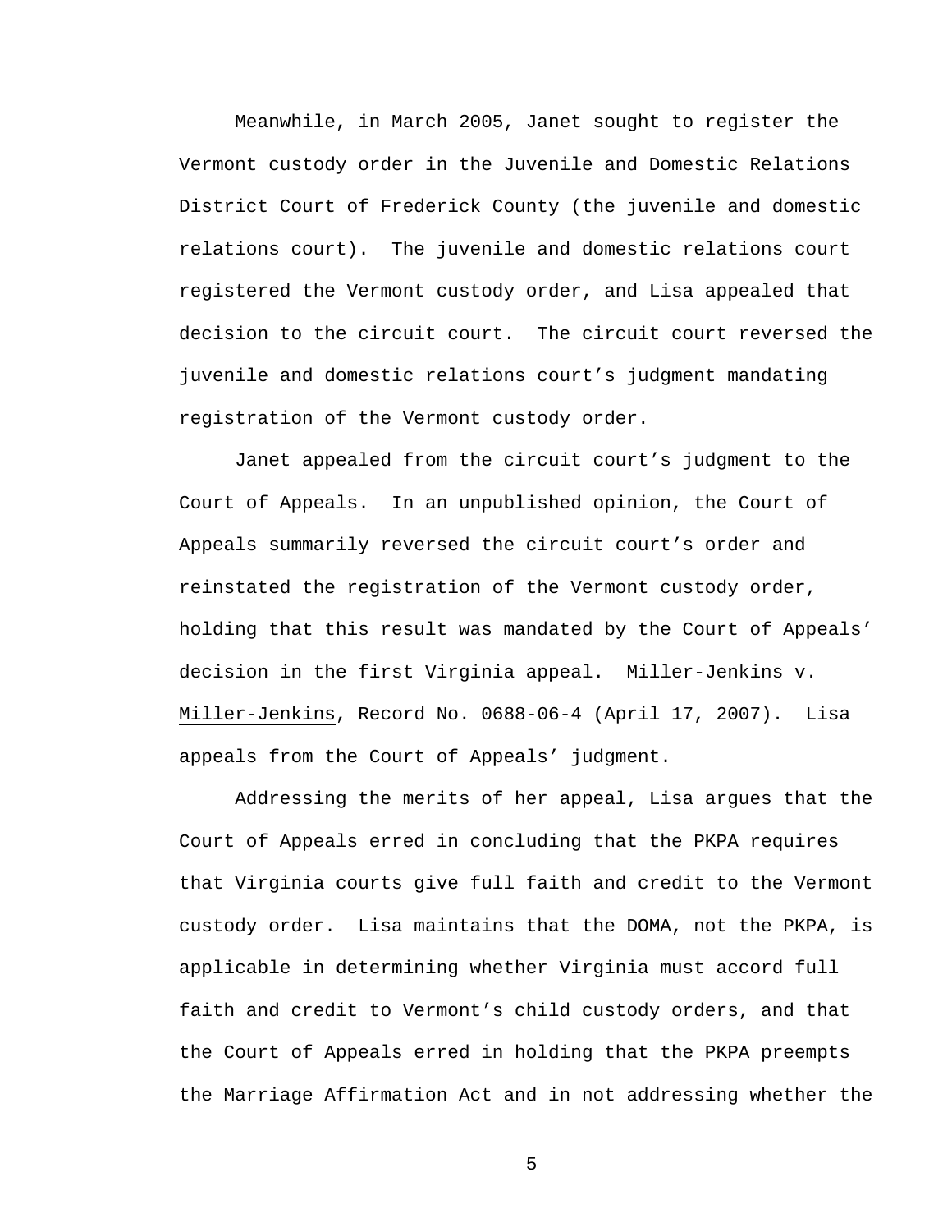Meanwhile, in March 2005, Janet sought to register the Vermont custody order in the Juvenile and Domestic Relations District Court of Frederick County (the juvenile and domestic relations court). The juvenile and domestic relations court registered the Vermont custody order, and Lisa appealed that decision to the circuit court. The circuit court reversed the juvenile and domestic relations court's judgment mandating registration of the Vermont custody order.

Janet appealed from the circuit court's judgment to the Court of Appeals. In an unpublished opinion, the Court of Appeals summarily reversed the circuit court's order and reinstated the registration of the Vermont custody order, holding that this result was mandated by the Court of Appeals' decision in the first Virginia appeal. Miller-Jenkins v. Miller-Jenkins, Record No. 0688-06-4 (April 17, 2007). Lisa appeals from the Court of Appeals' judgment.

Addressing the merits of her appeal, Lisa argues that the Court of Appeals erred in concluding that the PKPA requires that Virginia courts give full faith and credit to the Vermont custody order. Lisa maintains that the DOMA, not the PKPA, is applicable in determining whether Virginia must accord full faith and credit to Vermont's child custody orders, and that the Court of Appeals erred in holding that the PKPA preempts the Marriage Affirmation Act and in not addressing whether the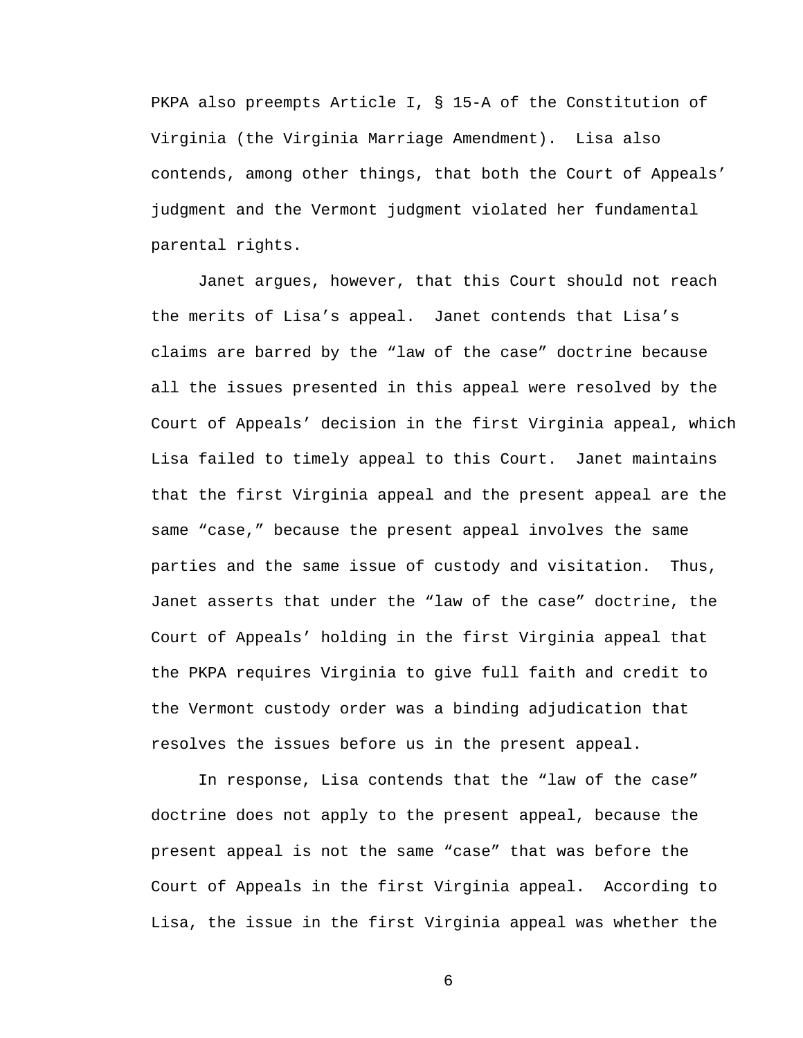PKPA also preempts Article I, § 15-A of the Constitution of Virginia (the Virginia Marriage Amendment). Lisa also contends, among other things, that both the Court of Appeals' judgment and the Vermont judgment violated her fundamental parental rights.

Janet argues, however, that this Court should not reach the merits of Lisa's appeal. Janet contends that Lisa's claims are barred by the "law of the case" doctrine because all the issues presented in this appeal were resolved by the Court of Appeals' decision in the first Virginia appeal, which Lisa failed to timely appeal to this Court. Janet maintains that the first Virginia appeal and the present appeal are the same "case," because the present appeal involves the same parties and the same issue of custody and visitation. Thus, Janet asserts that under the "law of the case" doctrine, the Court of Appeals' holding in the first Virginia appeal that the PKPA requires Virginia to give full faith and credit to the Vermont custody order was a binding adjudication that resolves the issues before us in the present appeal.

In response, Lisa contends that the "law of the case" doctrine does not apply to the present appeal, because the present appeal is not the same "case" that was before the Court of Appeals in the first Virginia appeal. According to Lisa, the issue in the first Virginia appeal was whether the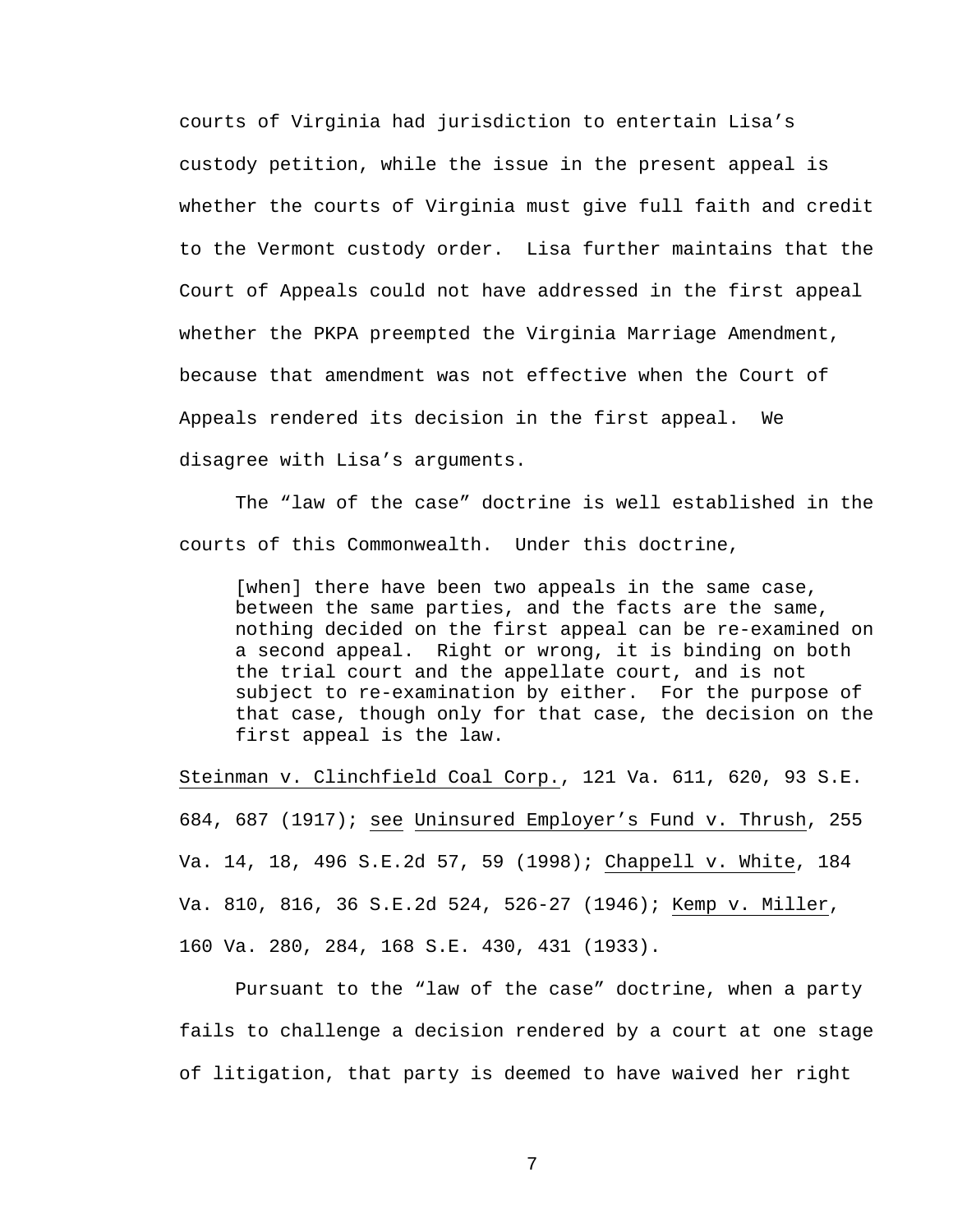courts of Virginia had jurisdiction to entertain Lisa's custody petition, while the issue in the present appeal is whether the courts of Virginia must give full faith and credit to the Vermont custody order. Lisa further maintains that the Court of Appeals could not have addressed in the first appeal whether the PKPA preempted the Virginia Marriage Amendment, because that amendment was not effective when the Court of Appeals rendered its decision in the first appeal. We disagree with Lisa's arguments.

The "law of the case" doctrine is well established in the courts of this Commonwealth. Under this doctrine,

> [when] there have been two appeals in the same case, between the same parties, and the facts are the same, nothing decided on the first appeal can be re-examined on a second appeal. Right or wrong, it is binding on both the trial court and the appellate court, and is not subject to re-examination by either. For the purpose of that case, though only for that case, the decision on the first appeal is the law.

Steinman v. Clinchfield Coal Corp., 121 Va. 611, 620, 93 S.E. 684, 687 (1917); see Uninsured Employer's Fund v. Thrush, 255 Va. 14, 18, 496 S.E.2d 57, 59 (1998); Chappell v. White, 184 Va. 810, 816, 36 S.E.2d 524, 526-27 (1946); Kemp v. Miller, 160 Va. 280, 284, 168 S.E. 430, 431 (1933).

Pursuant to the "law of the case" doctrine, when a party fails to challenge a decision rendered by a court at one stage of litigation, that party is deemed to have waived her right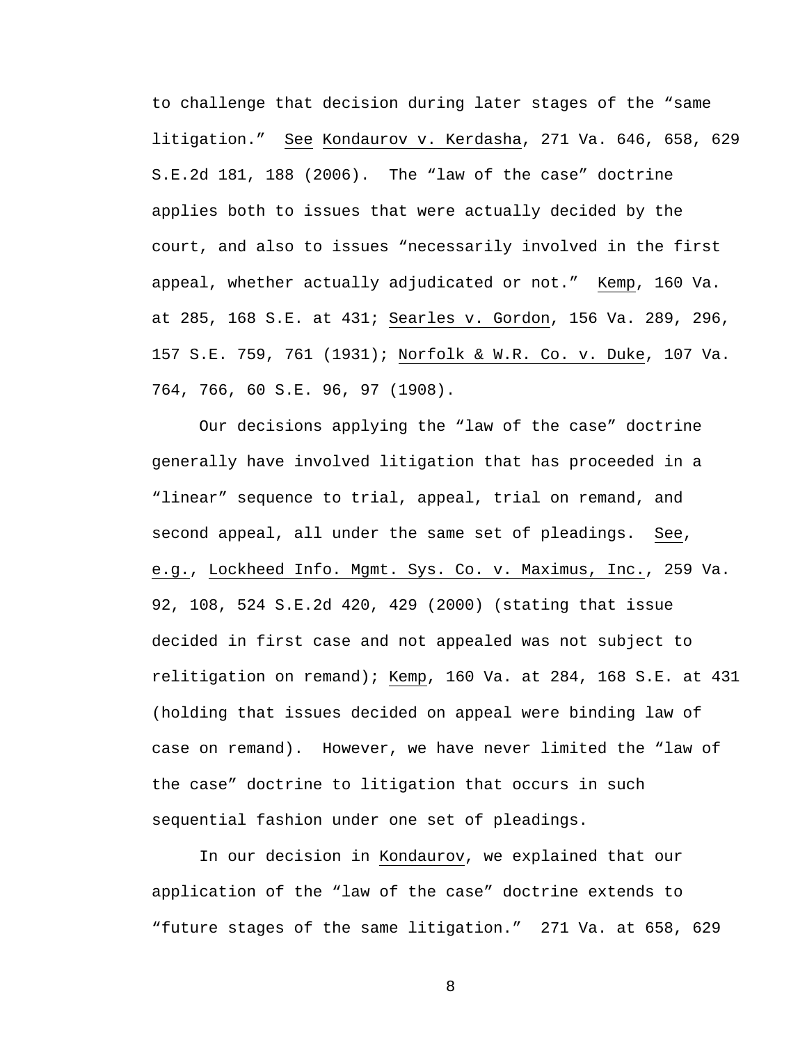to challenge that decision during later stages of the "same litigation." See Kondaurov v. Kerdasha, 271 Va. 646, 658, 629 S.E.2d 181, 188 (2006). The "law of the case" doctrine applies both to issues that were actually decided by the court, and also to issues "necessarily involved in the first appeal, whether actually adjudicated or not." Kemp, 160 Va. at 285, 168 S.E. at 431; Searles v. Gordon, 156 Va. 289, 296, 157 S.E. 759, 761 (1931); Norfolk & W.R. Co. v. Duke, 107 Va. 764, 766, 60 S.E. 96, 97 (1908).

Our decisions applying the "law of the case" doctrine generally have involved litigation that has proceeded in a "linear" sequence to trial, appeal, trial on remand, and second appeal, all under the same set of pleadings. See, e.g., Lockheed Info. Mgmt. Sys. Co. v. Maximus, Inc., 259 Va. 92, 108, 524 S.E.2d 420, 429 (2000) (stating that issue decided in first case and not appealed was not subject to relitigation on remand); Kemp, 160 Va. at 284, 168 S.E. at 431 (holding that issues decided on appeal were binding law of case on remand). However, we have never limited the "law of the case" doctrine to litigation that occurs in such sequential fashion under one set of pleadings.

In our decision in Kondaurov, we explained that our application of the "law of the case" doctrine extends to "future stages of the same litigation." 271 Va. at 658, 629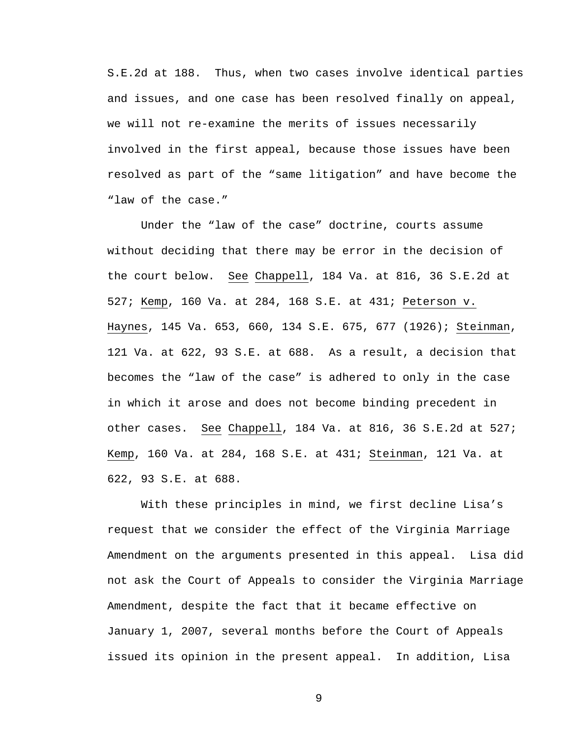S.E.2d at 188. Thus, when two cases involve identical parties and issues, and one case has been resolved finally on appeal, we will not re-examine the merits of issues necessarily involved in the first appeal, because those issues have been resolved as part of the "same litigation" and have become the "law of the case."

Under the "law of the case" doctrine, courts assume without deciding that there may be error in the decision of the court below. See Chappell, 184 Va. at 816, 36 S.E.2d at 527; Kemp, 160 Va. at 284, 168 S.E. at 431; Peterson v. Haynes, 145 Va. 653, 660, 134 S.E. 675, 677 (1926); Steinman, 121 Va. at 622, 93 S.E. at 688. As a result, a decision that becomes the "law of the case" is adhered to only in the case in which it arose and does not become binding precedent in other cases. See Chappell, 184 Va. at 816, 36 S.E.2d at 527; Kemp, 160 Va. at 284, 168 S.E. at 431; Steinman, 121 Va. at 622, 93 S.E. at 688.

With these principles in mind, we first decline Lisa's request that we consider the effect of the Virginia Marriage Amendment on the arguments presented in this appeal. Lisa did not ask the Court of Appeals to consider the Virginia Marriage Amendment, despite the fact that it became effective on January 1, 2007, several months before the Court of Appeals issued its opinion in the present appeal. In addition, Lisa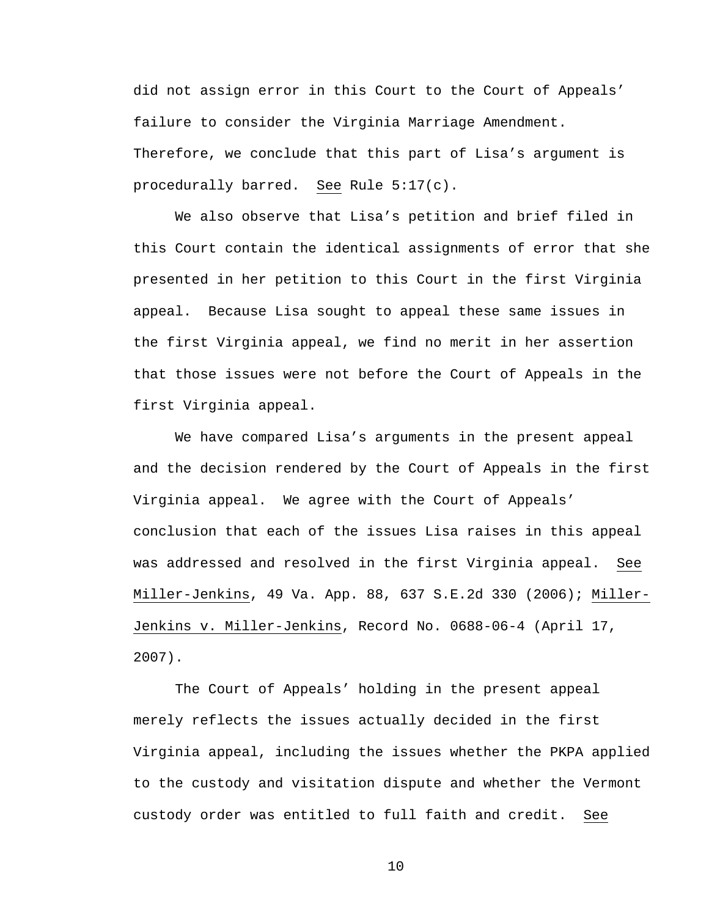did not assign error in this Court to the Court of Appeals' failure to consider the Virginia Marriage Amendment. Therefore, we conclude that this part of Lisa's argument is procedurally barred. See Rule 5:17(c).

We also observe that Lisa's petition and brief filed in this Court contain the identical assignments of error that she presented in her petition to this Court in the first Virginia appeal. Because Lisa sought to appeal these same issues in the first Virginia appeal, we find no merit in her assertion that those issues were not before the Court of Appeals in the first Virginia appeal.

We have compared Lisa's arguments in the present appeal and the decision rendered by the Court of Appeals in the first Virginia appeal. We agree with the Court of Appeals' conclusion that each of the issues Lisa raises in this appeal was addressed and resolved in the first Virginia appeal. See Miller-Jenkins, 49 Va. App. 88, 637 S.E.2d 330 (2006); Miller-Jenkins v. Miller-Jenkins, Record No. 0688-06-4 (April 17, 2007).

The Court of Appeals' holding in the present appeal merely reflects the issues actually decided in the first Virginia appeal, including the issues whether the PKPA applied to the custody and visitation dispute and whether the Vermont custody order was entitled to full faith and credit. See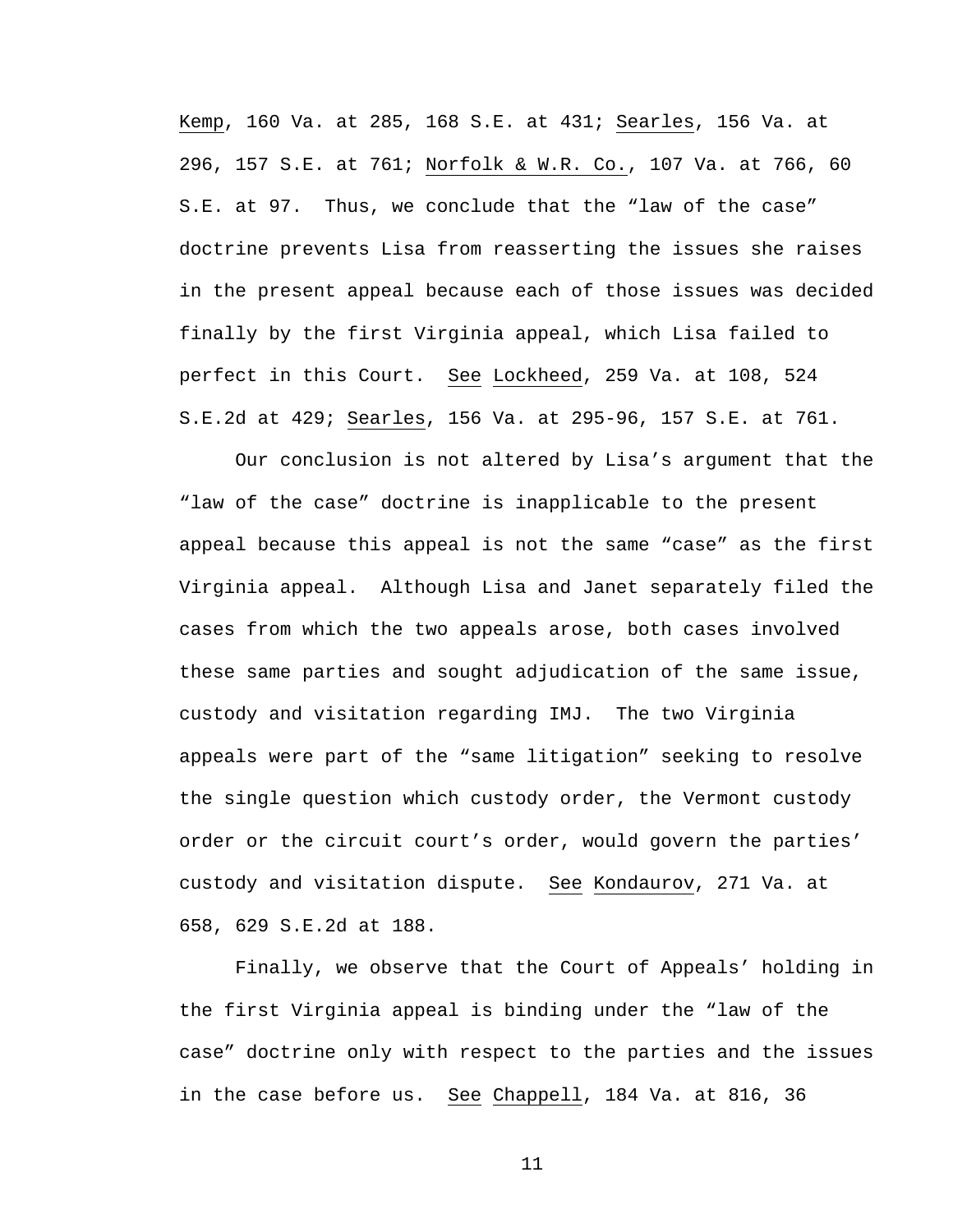Kemp, 160 Va. at 285, 168 S.E. at 431; Searles, 156 Va. at 296, 157 S.E. at 761; Norfolk & W.R. Co., 107 Va. at 766, 60 S.E. at 97. Thus, we conclude that the "law of the case" doctrine prevents Lisa from reasserting the issues she raises in the present appeal because each of those issues was decided finally by the first Virginia appeal, which Lisa failed to perfect in this Court. See Lockheed, 259 Va. at 108, 524 S.E.2d at 429; Searles, 156 Va. at 295-96, 157 S.E. at 761.

Our conclusion is not altered by Lisa's argument that the "law of the case" doctrine is inapplicable to the present appeal because this appeal is not the same "case" as the first Virginia appeal. Although Lisa and Janet separately filed the cases from which the two appeals arose, both cases involved these same parties and sought adjudication of the same issue, custody and visitation regarding IMJ. The two Virginia appeals were part of the "same litigation" seeking to resolve the single question which custody order, the Vermont custody order or the circuit court's order, would govern the parties' custody and visitation dispute. See Kondaurov, 271 Va. at 658, 629 S.E.2d at 188.

Finally, we observe that the Court of Appeals' holding in the first Virginia appeal is binding under the "law of the case" doctrine only with respect to the parties and the issues in the case before us. See Chappell, 184 Va. at 816, 36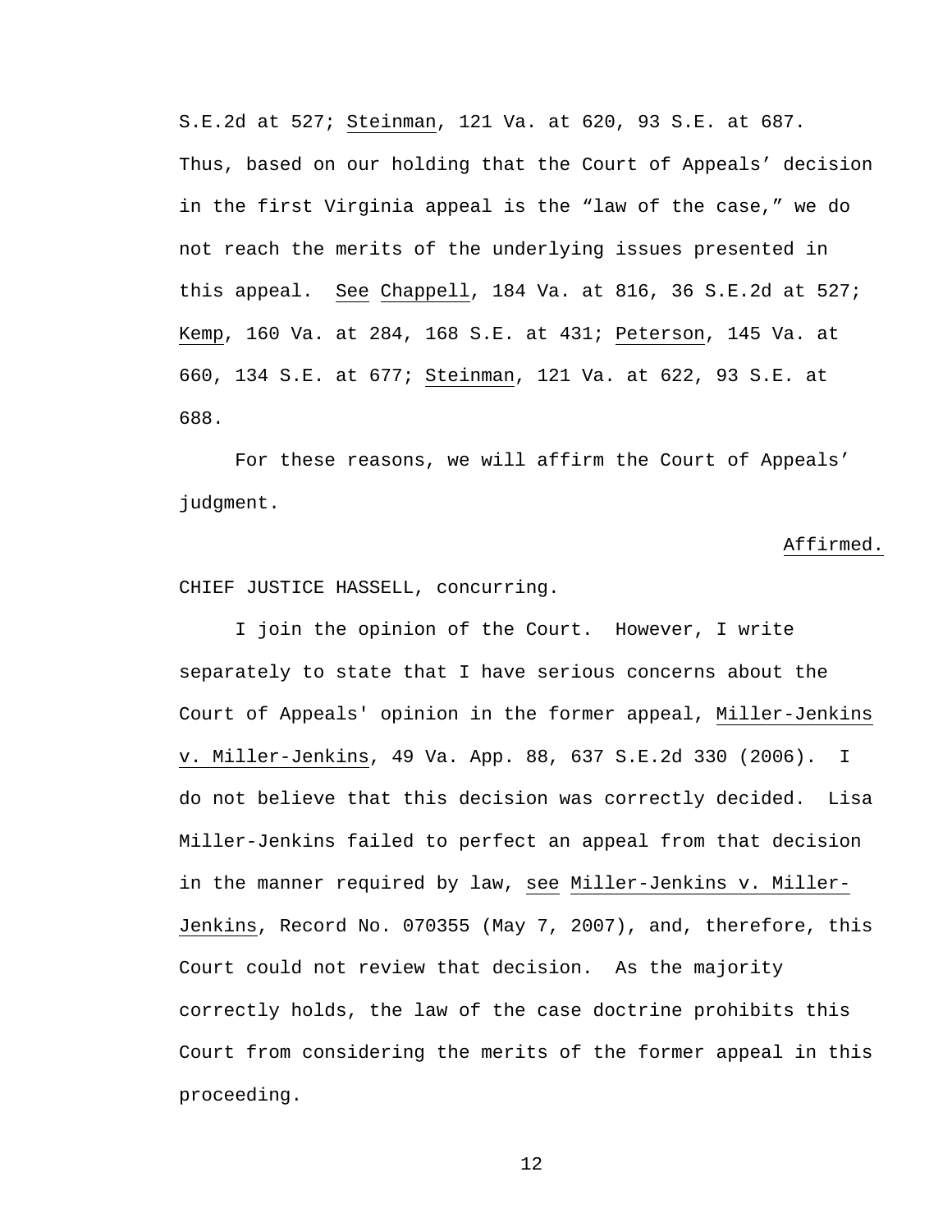S.E.2d at 527; Steinman, 121 Va. at 620, 93 S.E. at 687. Thus, based on our holding that the Court of Appeals' decision in the first Virginia appeal is the "law of the case," we do not reach the merits of the underlying issues presented in this appeal. See Chappell, 184 Va. at 816, 36 S.E.2d at 527; Kemp, 160 Va. at 284, 168 S.E. at 431; Peterson, 145 Va. at 660, 134 S.E. at 677; Steinman, 121 Va. at 622, 93 S.E. at 688.

For these reasons, we will affirm the Court of Appeals' judgment.

Affirmed.

CHIEF JUSTICE HASSELL, concurring.

I join the opinion of the Court. However, I write separately to state that I have serious concerns about the Court of Appeals' opinion in the former appeal, Miller-Jenkins v. Miller-Jenkins, 49 Va. App. 88, 637 S.E.2d 330 (2006). I do not believe that this decision was correctly decided. Lisa Miller-Jenkins failed to perfect an appeal from that decision in the manner required by law, see Miller-Jenkins v. Miller-Jenkins, Record No. 070355 (May 7, 2007), and, therefore, this Court could not review that decision. As the majority correctly holds, the law of the case doctrine prohibits this Court from considering the merits of the former appeal in this proceeding.